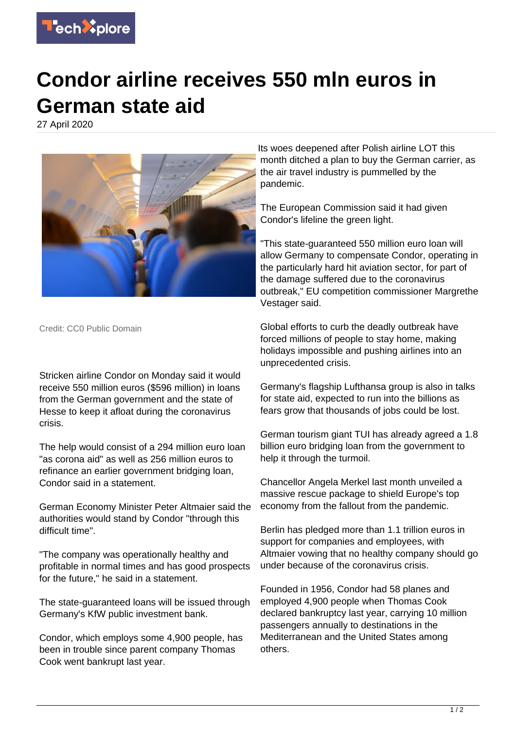# Condor airline receives 550 mln euros in German state aid

27 April 2020

Credit: CC0 Public Domain

Stricken airline Condor on Monday said it would receive 550 million euros ($596 million) in loans from the German government and the state of Hesse to keep it afloat during the coronavirus crisis.

The help would consist of a 294 million euro loan "as corona aid" as well as 256 million euros to refinance an earlier government bridging loan, Condor said in a statement.

German Economy Minister Peter Altmaier said the authorities would stand by Condor "through this difficult time".

"The company was operationally healthy and profitable in normal times and has good prospects for the future," he said in a statement.

The state-guaranteed loans will be issued through Germany's KfW public investment bank.

Condor, which employs some 4,900 people, has been in trouble since parent company Thomas Cook went bankrupt last year.

Its woes deepened after Polish airline LOT this month ditched a plan to buy the German carrier, as the air travel industry is pummelled by the pandemic.

The European Commission said it had given Condor's lifeline the green light.

"This state-guaranteed 550 million euro loan will allow Germany to compensate Condor, operating in the particularly hard hit aviation sector, for part of the damage suffered due to the coronavirus outbreak," EU competition commissioner Margrethe Vestager said.

Global efforts to curb the deadly outbreak have forced millions of people to stay home, making holidays impossible and pushing airlines into an unprecedented crisis.

Germany's flagship Lufthansa group is also in talks for state aid, expected to run into the billions as fears grow that thousands of jobs could be lost.

German tourism giant TUI has already agreed a 1.8 billion euro bridging loan from the government to help it through the turmoil.

Chancellor Angela Merkel last month unveiled a massive rescue package to shield Europe's top economy from the fallout from the pandemic.

Berlin has pledged more than 1.1 trillion euros in support for companies and employees, with Altmaier vowing that no healthy company should go under because of the coronavirus crisis.

Founded in 1956, Condor had 58 planes and employed 4,900 people when Thomas Cook declared bankruptcy last year, carrying 10 million passengers annually to destinations in the Mediterranean and the United States among others.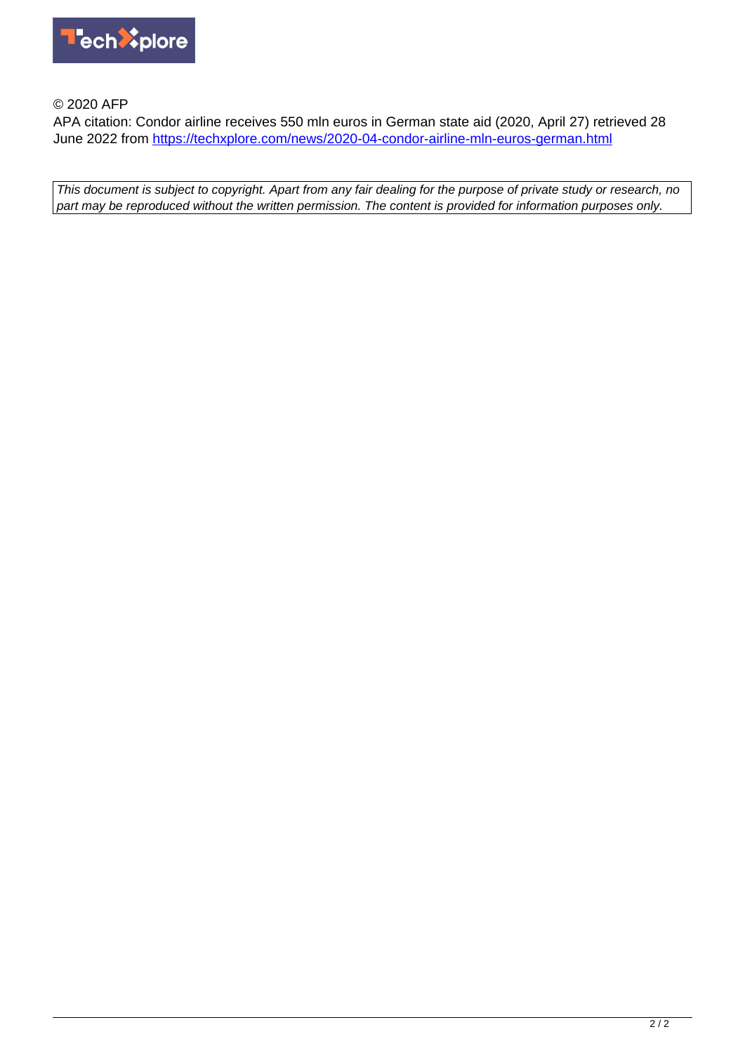© 2020 AFP

APA citation: Condor airline receives 550 mln euros in German state aid (2020, April 27) retrieved 28 June 2022 from https://techxplore.com/news/2020-04-condor-airline-mln-euros-german.html

*This document is subject to copyright. Apart from any fair dealing for the purpose of private study or research, no part may be reproduced without the written permission. The content is provided for information purposes only.*